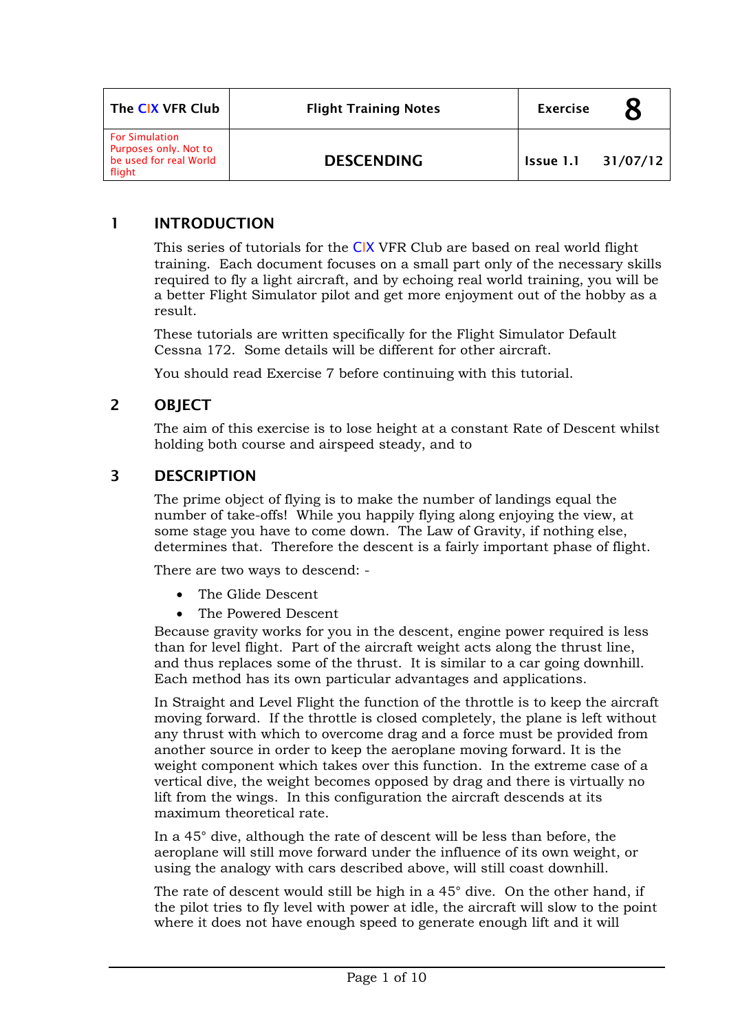| The CIX VFR Club | Flight Training Notes | Exercise 8 |
|---|---|---|
| For Simulation Purposes only. Not to be used for real World flight | **DESCENDING** | Issue 1.1 31/07/12 |

## 1 INTRODUCTION

This series of tutorials for the CIX VFR Club are based on real world flight training. Each document focuses on a small part only of the necessary skills required to fly a light aircraft, and by echoing real world training, you will be a better Flight Simulator pilot and get more enjoyment out of the hobby as a result.

These tutorials are written specifically for the Flight Simulator Default Cessna 172. Some details will be different for other aircraft.

You should read Exercise 7 before continuing with this tutorial.

## 2 OBJECT

The aim of this exercise is to lose height at a constant Rate of Descent whilst holding both course and airspeed steady, and to

## 3 DESCRIPTION

The prime object of flying is to make the number of landings equal the number of take-offs! While you happily flying along enjoying the view, at some stage you have to come down. The Law of Gravity, if nothing else, determines that. Therefore the descent is a fairly important phase of flight.

There are two ways to descend: -

- The Glide Descent
- The Powered Descent

Because gravity works for you in the descent, engine power required is less than for level flight. Part of the aircraft weight acts along the thrust line, and thus replaces some of the thrust. It is similar to a car going downhill. Each method has its own particular advantages and applications.

In Straight and Level Flight the function of the throttle is to keep the aircraft moving forward. If the throttle is closed completely, the plane is left without any thrust with which to overcome drag and a force must be provided from another source in order to keep the aeroplane moving forward. It is the weight component which takes over this function. In the extreme case of a vertical dive, the weight becomes opposed by drag and there is virtually no lift from the wings. In this configuration the aircraft descends at its maximum theoretical rate.

In a 45° dive, although the rate of descent will be less than before, the aeroplane will still move forward under the influence of its own weight, or using the analogy with cars described above, will still coast downhill.

The rate of descent would still be high in a 45° dive. On the other hand, if the pilot tries to fly level with power at idle, the aircraft will slow to the point where it does not have enough speed to generate enough lift and it will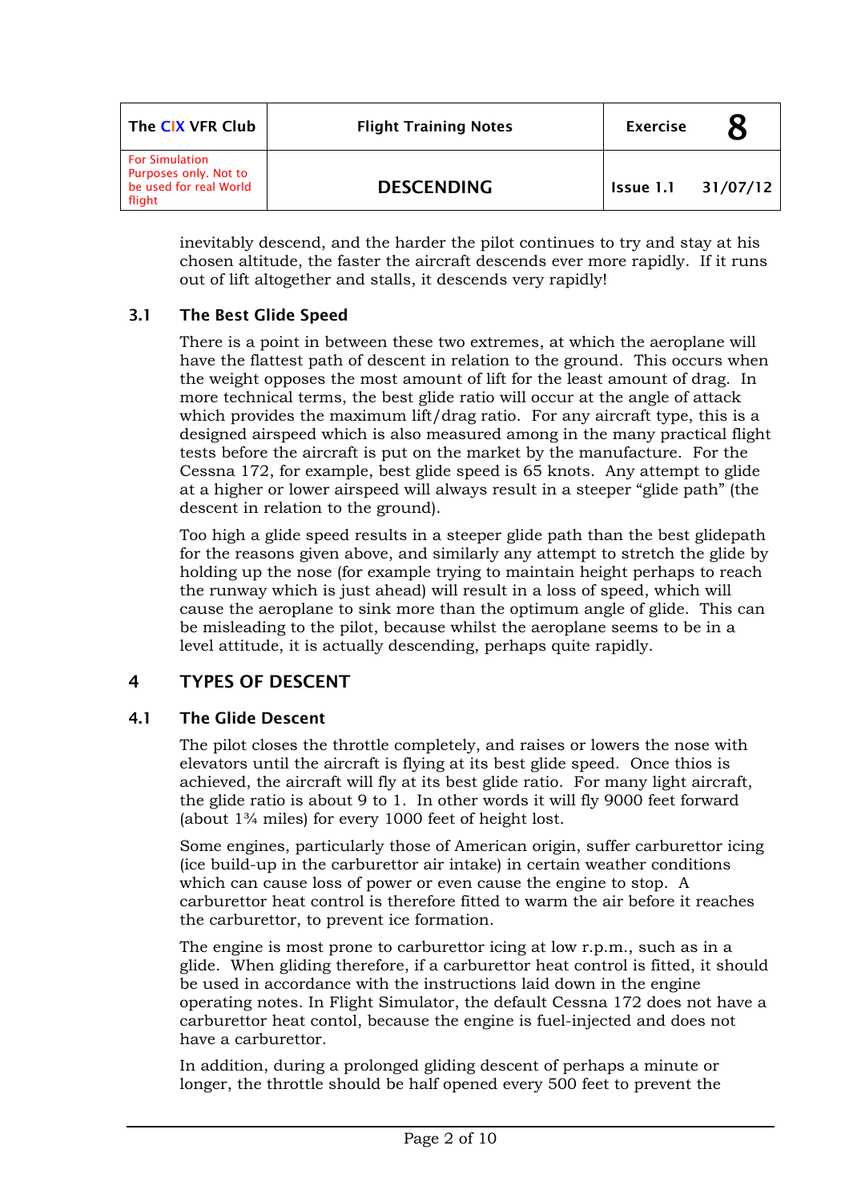inevitably descend, and the harder the pilot continues to try and stay at his chosen altitude, the faster the aircraft descends ever more rapidly. If it runs out of lift altogether and stalls, it descends very rapidly!

### 3.1 The Best Glide Speed

There is a point in between these two extremes, at which the aeroplane will have the flattest path of descent in relation to the ground. This occurs when the weight opposes the most amount of lift for the least amount of drag. In more technical terms, the best glide ratio will occur at the angle of attack which provides the maximum lift/drag ratio. For any aircraft type, this is a designed airspeed which is also measured among in the many practical flight tests before the aircraft is put on the market by the manufacture. For the Cessna 172, for example, best glide speed is 65 knots. Any attempt to glide at a higher or lower airspeed will always result in a steeper "glide path" (the descent in relation to the ground).

Too high a glide speed results in a steeper glide path than the best glidepath for the reasons given above, and similarly any attempt to stretch the glide by holding up the nose (for example trying to maintain height perhaps to reach the runway which is just ahead) will result in a loss of speed, which will cause the aeroplane to sink more than the optimum angle of glide. This can be misleading to the pilot, because whilst the aeroplane seems to be in a level attitude, it is actually descending, perhaps quite rapidly.

## 4 TYPES OF DESCENT

### 4.1 The Glide Descent

The pilot closes the throttle completely, and raises or lowers the nose with elevators until the aircraft is flying at its best glide speed. Once thios is achieved, the aircraft will fly at its best glide ratio. For many light aircraft, the glide ratio is about 9 to 1. In other words it will fly 9000 feet forward (about 1¾ miles) for every 1000 feet of height lost.

Some engines, particularly those of American origin, suffer carburettor icing (ice build-up in the carburettor air intake) in certain weather conditions which can cause loss of power or even cause the engine to stop. A carburettor heat control is therefore fitted to warm the air before it reaches the carburettor, to prevent ice formation.

The engine is most prone to carburettor icing at low r.p.m., such as in a glide. When gliding therefore, if a carburettor heat control is fitted, it should be used in accordance with the instructions laid down in the engine operating notes. In Flight Simulator, the default Cessna 172 does not have a carburettor heat contol, because the engine is fuel-injected and does not have a carburettor.

In addition, during a prolonged gliding descent of perhaps a minute or longer, the throttle should be half opened every 500 feet to prevent the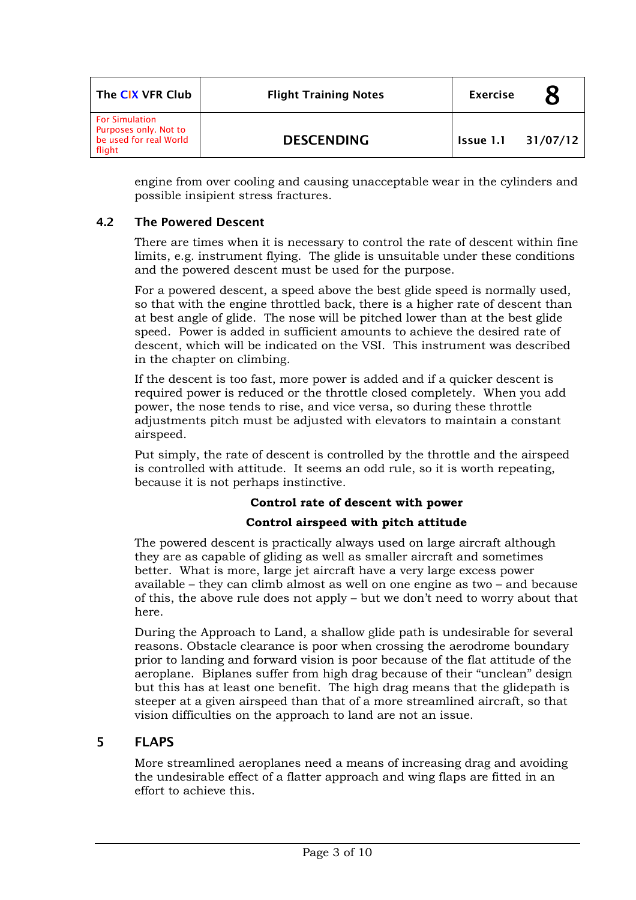engine from over cooling and causing unacceptable wear in the cylinders and possible insipient stress fractures.

### 4.2 The Powered Descent

There are times when it is necessary to control the rate of descent within fine limits, e.g. instrument flying. The glide is unsuitable under these conditions and the powered descent must be used for the purpose.

For a powered descent, a speed above the best glide speed is normally used, so that with the engine throttled back, there is a higher rate of descent than at best angle of glide. The nose will be pitched lower than at the best glide speed. Power is added in sufficient amounts to achieve the desired rate of descent, which will be indicated on the VSI. This instrument was described in the chapter on climbing.

If the descent is too fast, more power is added and if a quicker descent is required power is reduced or the throttle closed completely. When you add power, the nose tends to rise, and vice versa, so during these throttle adjustments pitch must be adjusted with elevators to maintain a constant airspeed.

Put simply, the rate of descent is controlled by the throttle and the airspeed is controlled with attitude. It seems an odd rule, so it is worth repeating, because it is not perhaps instinctive.

**Control rate of descent with power**

**Control airspeed with pitch attitude**

The powered descent is practically always used on large aircraft although they are as capable of gliding as well as smaller aircraft and sometimes better. What is more, large jet aircraft have a very large excess power available – they can climb almost as well on one engine as two – and because of this, the above rule does not apply – but we don't need to worry about that here.

During the Approach to Land, a shallow glide path is undesirable for several reasons. Obstacle clearance is poor when crossing the aerodrome boundary prior to landing and forward vision is poor because of the flat attitude of the aeroplane. Biplanes suffer from high drag because of their "unclean" design but this has at least one benefit. The high drag means that the glidepath is steeper at a given airspeed than that of a more streamlined aircraft, so that vision difficulties on the approach to land are not an issue.

## 5 FLAPS

More streamlined aeroplanes need a means of increasing drag and avoiding the undesirable effect of a flatter approach and wing flaps are fitted in an effort to achieve this.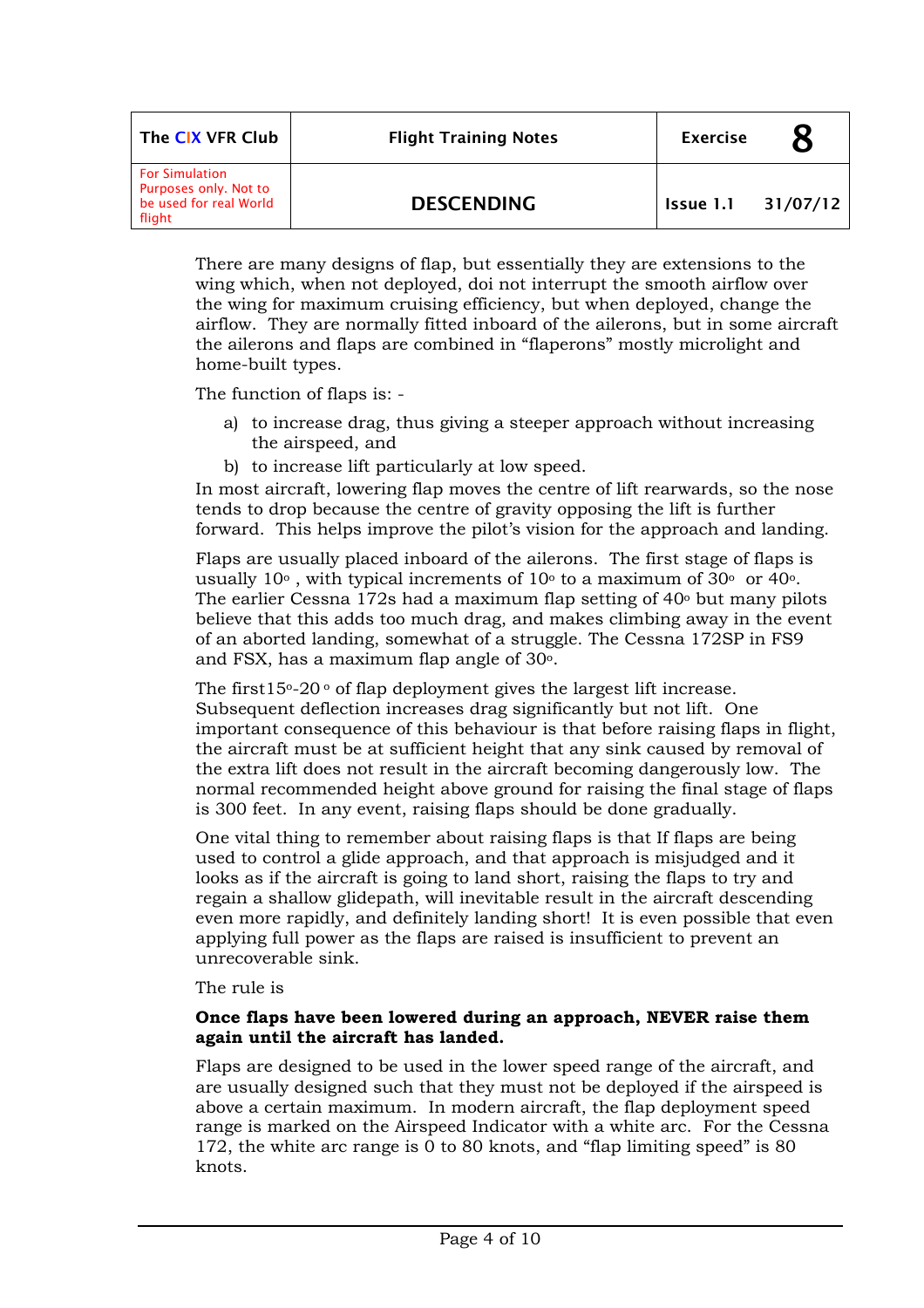There are many designs of flap, but essentially they are extensions to the wing which, when not deployed, doi not interrupt the smooth airflow over the wing for maximum cruising efficiency, but when deployed, change the airflow. They are normally fitted inboard of the ailerons, but in some aircraft the ailerons and flaps are combined in "flaperons" mostly microlight and home-built types.

The function of flaps is: -

a) to increase drag, thus giving a steeper approach without increasing the airspeed, and
b) to increase lift particularly at low speed.

In most aircraft, lowering flap moves the centre of lift rearwards, so the nose tends to drop because the centre of gravity opposing the lift is further forward. This helps improve the pilot's vision for the approach and landing.

Flaps are usually placed inboard of the ailerons. The first stage of flaps is usually 10° , with typical increments of 10° to a maximum of 30° or 40°. The earlier Cessna 172s had a maximum flap setting of 40° but many pilots believe that this adds too much drag, and makes climbing away in the event of an aborted landing, somewhat of a struggle. The Cessna 172SP in FS9 and FSX, has a maximum flap angle of 30°.

The first15°-20 ° of flap deployment gives the largest lift increase. Subsequent deflection increases drag significantly but not lift. One important consequence of this behaviour is that before raising flaps in flight, the aircraft must be at sufficient height that any sink caused by removal of the extra lift does not result in the aircraft becoming dangerously low. The normal recommended height above ground for raising the final stage of flaps is 300 feet. In any event, raising flaps should be done gradually.

One vital thing to remember about raising flaps is that If flaps are being used to control a glide approach, and that approach is misjudged and it looks as if the aircraft is going to land short, raising the flaps to try and regain a shallow glidepath, will inevitable result in the aircraft descending even more rapidly, and definitely landing short! It is even possible that even applying full power as the flaps are raised is insufficient to prevent an unrecoverable sink.

The rule is

**Once flaps have been lowered during an approach, NEVER raise them again until the aircraft has landed.**

Flaps are designed to be used in the lower speed range of the aircraft, and are usually designed such that they must not be deployed if the airspeed is above a certain maximum. In modern aircraft, the flap deployment speed range is marked on the Airspeed Indicator with a white arc. For the Cessna 172, the white arc range is 0 to 80 knots, and "flap limiting speed" is 80 knots.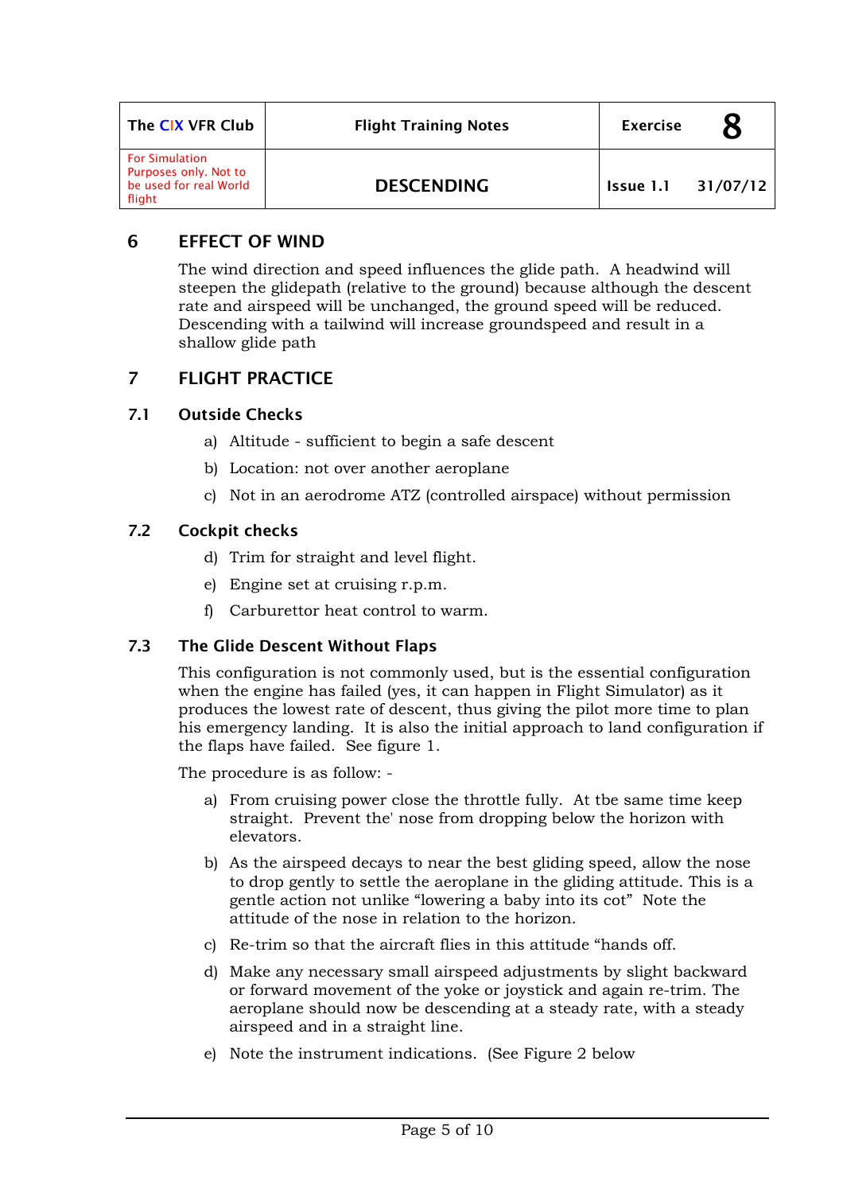| The CIX VFR Club | Flight Training Notes | Exercise 8 |
|---|---|---|
| For Simulation Purposes only. Not to be used for real World flight | DESCENDING | Issue 1.1 31/07/12 |

## 6 EFFECT OF WIND

The wind direction and speed influences the glide path. A headwind will steepen the glidepath (relative to the ground) because although the descent rate and airspeed will be unchanged, the ground speed will be reduced. Descending with a tailwind will increase groundspeed and result in a shallow glide path

## 7 FLIGHT PRACTICE

### 7.1 Outside Checks

a) Altitude - sufficient to begin a safe descent

b) Location: not over another aeroplane

c) Not in an aerodrome ATZ (controlled airspace) without permission

### 7.2 Cockpit checks

d) Trim for straight and level flight.

e) Engine set at cruising r.p.m.

f) Carburettor heat control to warm.

### 7.3 The Glide Descent Without Flaps

This configuration is not commonly used, but is the essential configuration when the engine has failed (yes, it can happen in Flight Simulator) as it produces the lowest rate of descent, thus giving the pilot more time to plan his emergency landing. It is also the initial approach to land configuration if the flaps have failed. See figure 1.

The procedure is as follow: -

a) From cruising power close the throttle fully. At tbe same time keep straight. Prevent the' nose from dropping below the horizon with elevators.

b) As the airspeed decays to near the best gliding speed, allow the nose to drop gently to settle the aeroplane in the gliding attitude. This is a gentle action not unlike "lowering a baby into its cot" Note the attitude of the nose in relation to the horizon.

c) Re-trim so that the aircraft flies in this attitude "hands off.

d) Make any necessary small airspeed adjustments by slight backward or forward movement of the yoke or joystick and again re-trim. The aeroplane should now be descending at a steady rate, with a steady airspeed and in a straight line.

e) Note the instrument indications. (See Figure 2 below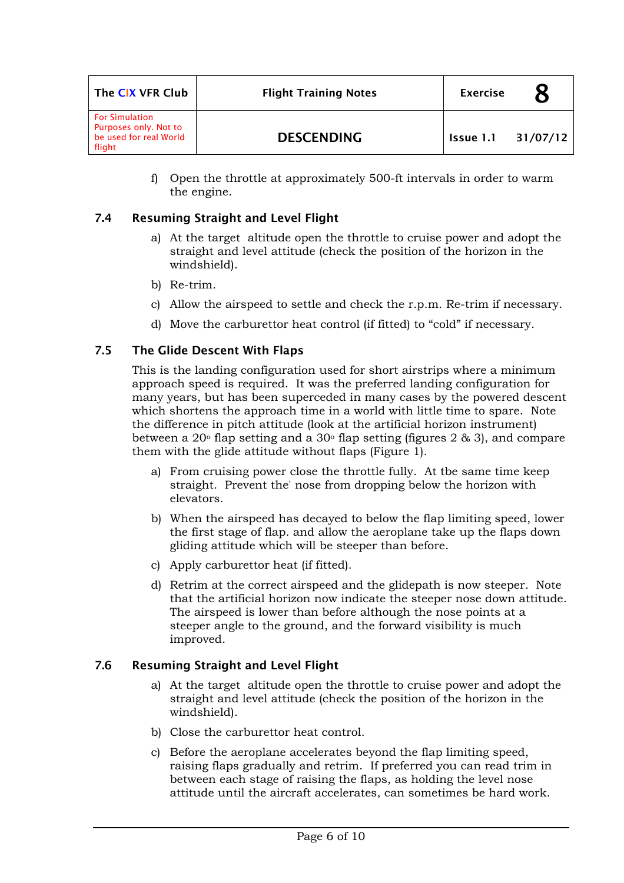f) Open the throttle at approximately 500-ft intervals in order to warm the engine.

### 7.4 Resuming Straight and Level Flight

a) At the target altitude open the throttle to cruise power and adopt the straight and level attitude (check the position of the horizon in the windshield).

b) Re-trim.

c) Allow the airspeed to settle and check the r.p.m. Re-trim if necessary.

d) Move the carburettor heat control (if fitted) to "cold" if necessary.

### 7.5 The Glide Descent With Flaps

This is the landing configuration used for short airstrips where a minimum approach speed is required. It was the preferred landing configuration for many years, but has been superceded in many cases by the powered descent which shortens the approach time in a world with little time to spare. Note the difference in pitch attitude (look at the artificial horizon instrument) between a 20° flap setting and a 30° flap setting (figures 2 & 3), and compare them with the glide attitude without flaps (Figure 1).

a) From cruising power close the throttle fully. At tbe same time keep straight. Prevent the' nose from dropping below the horizon with elevators.

b) When the airspeed has decayed to below the flap limiting speed, lower the first stage of flap. and allow the aeroplane take up the flaps down gliding attitude which will be steeper than before.

c) Apply carburettor heat (if fitted).

d) Retrim at the correct airspeed and the glidepath is now steeper. Note that the artificial horizon now indicate the steeper nose down attitude. The airspeed is lower than before although the nose points at a steeper angle to the ground, and the forward visibility is much improved.

### 7.6 Resuming Straight and Level Flight

a) At the target altitude open the throttle to cruise power and adopt the straight and level attitude (check the position of the horizon in the windshield).

b) Close the carburettor heat control.

c) Before the aeroplane accelerates beyond the flap limiting speed, raising flaps gradually and retrim. If preferred you can read trim in between each stage of raising the flaps, as holding the level nose attitude until the aircraft accelerates, can sometimes be hard work.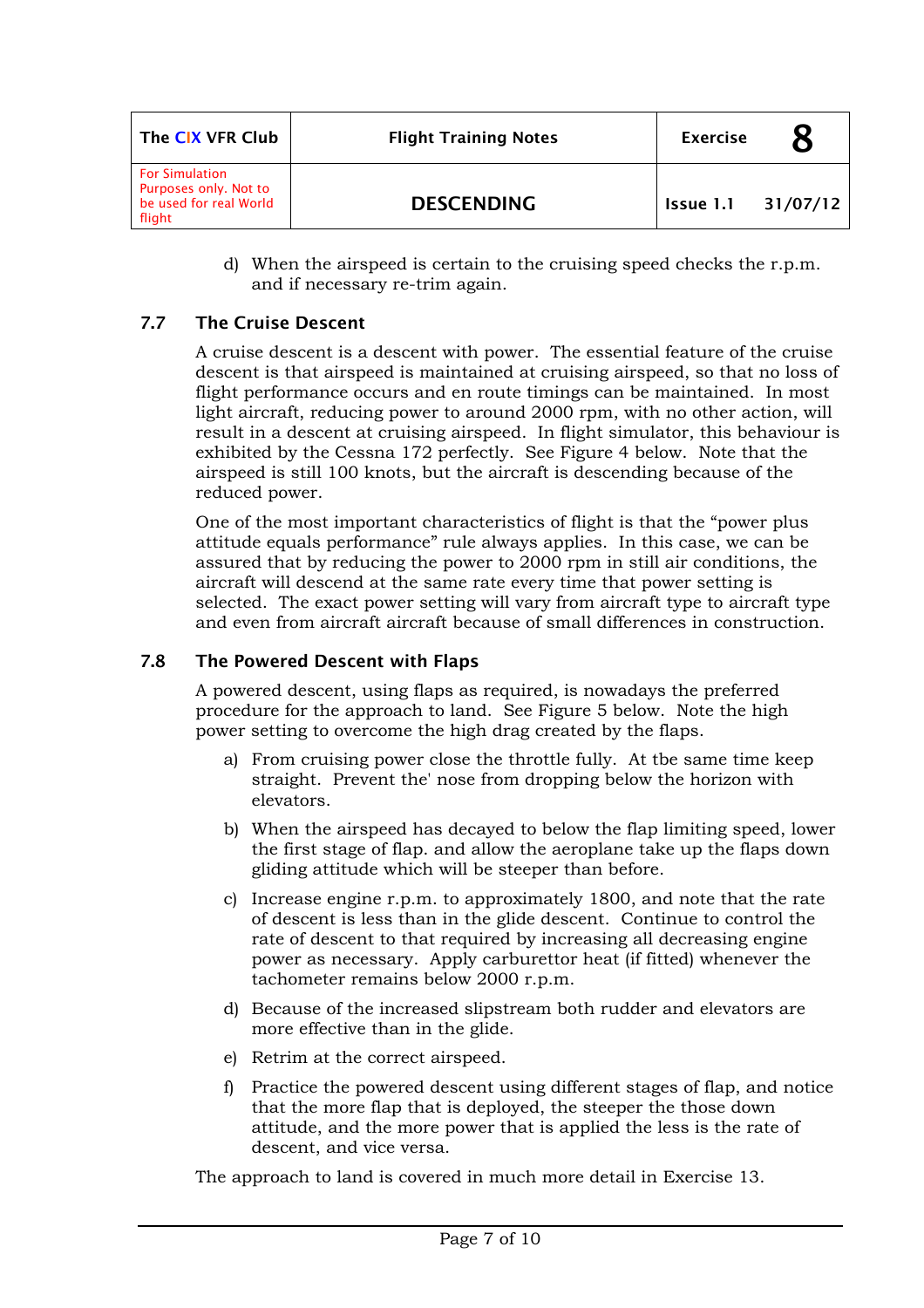d) When the airspeed is certain to the cruising speed checks the r.p.m. and if necessary re-trim again.

### 7.7 The Cruise Descent

A cruise descent is a descent with power. The essential feature of the cruise descent is that airspeed is maintained at cruising airspeed, so that no loss of flight performance occurs and en route timings can be maintained. In most light aircraft, reducing power to around 2000 rpm, with no other action, will result in a descent at cruising airspeed. In flight simulator, this behaviour is exhibited by the Cessna 172 perfectly. See Figure 4 below. Note that the airspeed is still 100 knots, but the aircraft is descending because of the reduced power.

One of the most important characteristics of flight is that the "power plus attitude equals performance" rule always applies. In this case, we can be assured that by reducing the power to 2000 rpm in still air conditions, the aircraft will descend at the same rate every time that power setting is selected. The exact power setting will vary from aircraft type to aircraft type and even from aircraft aircraft because of small differences in construction.

### 7.8 The Powered Descent with Flaps

A powered descent, using flaps as required, is nowadays the preferred procedure for the approach to land. See Figure 5 below. Note the high power setting to overcome the high drag created by the flaps.

a) From cruising power close the throttle fully. At tbe same time keep straight. Prevent the' nose from dropping below the horizon with elevators.

b) When the airspeed has decayed to below the flap limiting speed, lower the first stage of flap. and allow the aeroplane take up the flaps down gliding attitude which will be steeper than before.

c) Increase engine r.p.m. to approximately 1800, and note that the rate of descent is less than in the glide descent. Continue to control the rate of descent to that required by increasing all decreasing engine power as necessary. Apply carburettor heat (if fitted) whenever the tachometer remains below 2000 r.p.m.

d) Because of the increased slipstream both rudder and elevators are more effective than in the glide.

e) Retrim at the correct airspeed.

f) Practice the powered descent using different stages of flap, and notice that the more flap that is deployed, the steeper the those down attitude, and the more power that is applied the less is the rate of descent, and vice versa.

The approach to land is covered in much more detail in Exercise 13.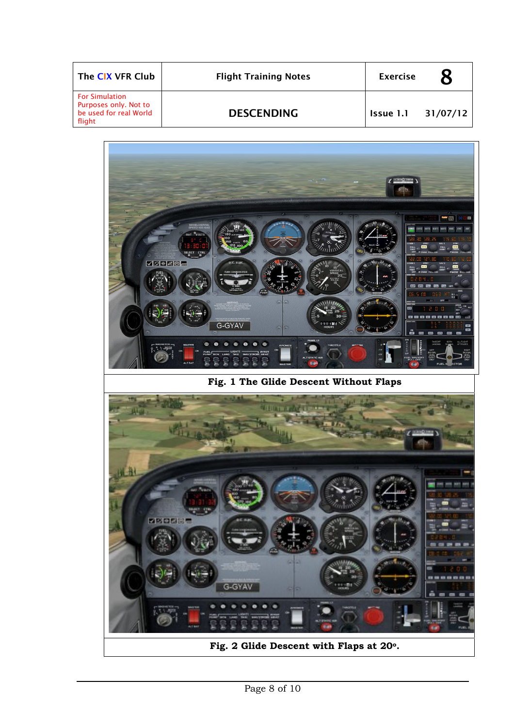| The CIX VFR Club | Flight Training Notes | Exercise 8 |
|---|---|---|
| For Simulation Purposes only. Not to be used for real World flight | DESCENDING | Issue 1.1 31/07/12 |

**Fig. 1 The Glide Descent Without Flaps**

**Fig. 2 Glide Descent with Flaps at 20°.**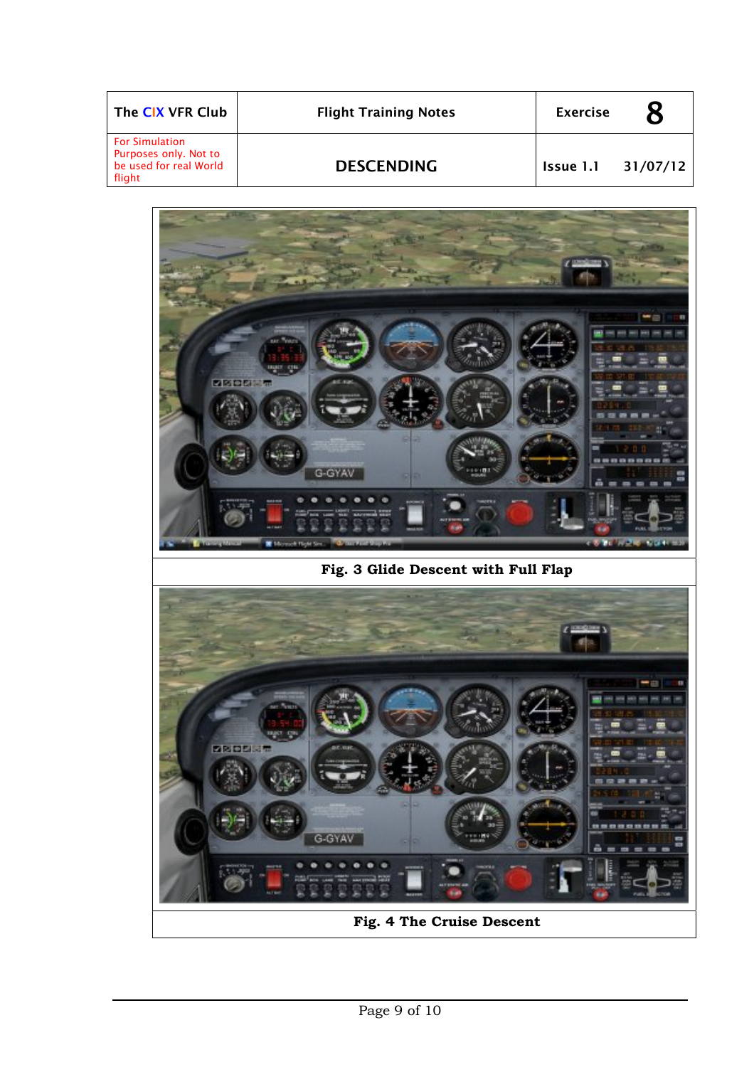| The CIX VFR Club | Flight Training Notes | Exercise | 8 |
| --- | --- | --- | --- |
| For Simulation Purposes only. Not to be used for real World flight | DESCENDING | Issue 1.1 | 31/07/12 |

**Fig. 3 Glide Descent with Full Flap**

**Fig. 4 The Cruise Descent**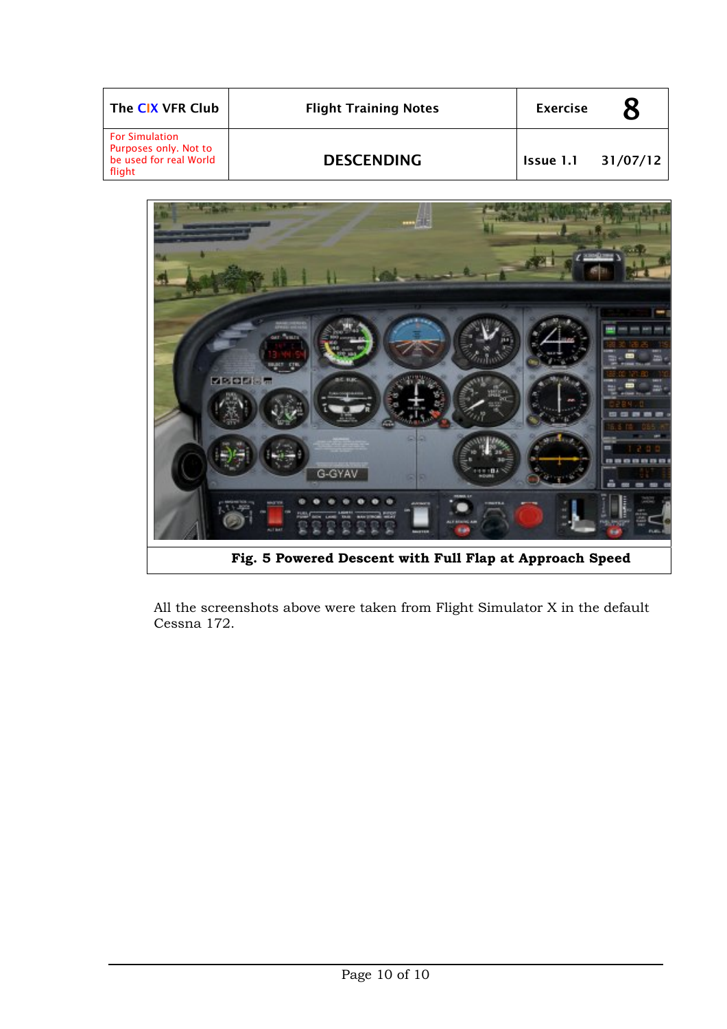| The CIX VFR Club | Flight Training Notes | Exercise 8 |
| --- | --- | --- |
| For Simulation Purposes only. Not to be used for real World flight | DESCENDING | Issue 1.1 31/07/12 |

Fig. 5 Powered Descent with Full Flap at Approach Speed

All the screenshots above were taken from Flight Simulator X in the default Cessna 172.